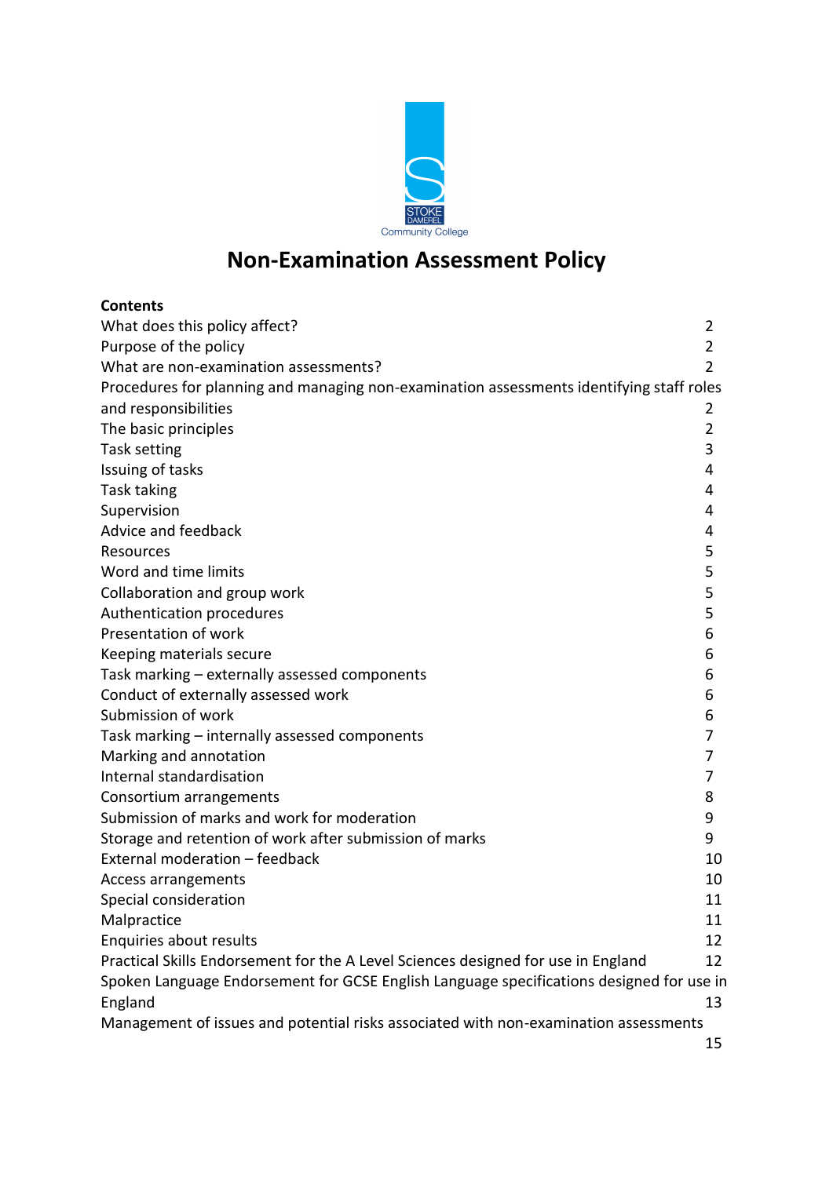STOKE DAMEREL Community College

# Non-Examination Assessment Policy

**Contents**

| | |
|---|---|
| What does this policy affect? | 2 |
| Purpose of the policy | 2 |
| What are non-examination assessments? | 2 |
| Procedures for planning and managing non-examination assessments identifying staff roles and responsibilities | 2 |
| The basic principles | 2 |
| Task setting | 3 |
| Issuing of tasks | 4 |
| Task taking | 4 |
| Supervision | 4 |
| Advice and feedback | 4 |
| Resources | 5 |
| Word and time limits | 5 |
| Collaboration and group work | 5 |
| Authentication procedures | 5 |
| Presentation of work | 6 |
| Keeping materials secure | 6 |
| Task marking – externally assessed components | 6 |
| Conduct of externally assessed work | 6 |
| Submission of work | 6 |
| Task marking – internally assessed components | 7 |
| Marking and annotation | 7 |
| Internal standardisation | 7 |
| Consortium arrangements | 8 |
| Submission of marks and work for moderation | 9 |
| Storage and retention of work after submission of marks | 9 |
| External moderation – feedback | 10 |
| Access arrangements | 10 |
| Special consideration | 11 |
| Malpractice | 11 |
| Enquiries about results | 12 |
| Practical Skills Endorsement for the A Level Sciences designed for use in England | 12 |
| Spoken Language Endorsement for GCSE English Language specifications designed for use in England | 13 |
| Management of issues and potential risks associated with non-examination assessments | 15 |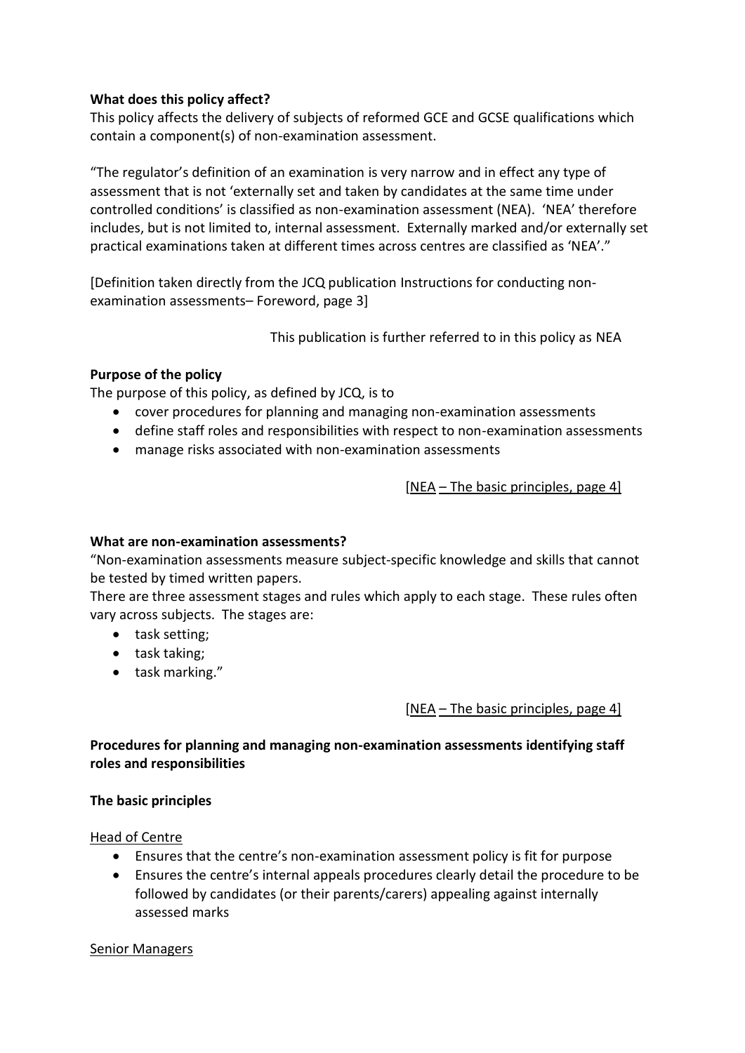**What does this policy affect?**

This policy affects the delivery of subjects of reformed GCE and GCSE qualifications which contain a component(s) of non-examination assessment.

"The regulator's definition of an examination is very narrow and in effect any type of assessment that is not 'externally set and taken by candidates at the same time under controlled conditions' is classified as non-examination assessment (NEA). 'NEA' therefore includes, but is not limited to, internal assessment. Externally marked and/or externally set practical examinations taken at different times across centres are classified as 'NEA'."

[Definition taken directly from the JCQ publication Instructions for conducting non-examination assessments– Foreword, page 3]

This publication is further referred to in this policy as NEA

**Purpose of the policy**

The purpose of this policy, as defined by JCQ, is to

- cover procedures for planning and managing non-examination assessments
- define staff roles and responsibilities with respect to non-examination assessments
- manage risks associated with non-examination assessments

[NEA – The basic principles, page 4]

**What are non-examination assessments?**

"Non-examination assessments measure subject-specific knowledge and skills that cannot be tested by timed written papers.

There are three assessment stages and rules which apply to each stage. These rules often vary across subjects. The stages are:

- task setting;
- task taking;
- task marking."

[NEA – The basic principles, page 4]

**Procedures for planning and managing non-examination assessments identifying staff roles and responsibilities**

**The basic principles**

Head of Centre

- Ensures that the centre's non-examination assessment policy is fit for purpose
- Ensures the centre's internal appeals procedures clearly detail the procedure to be followed by candidates (or their parents/carers) appealing against internally assessed marks

Senior Managers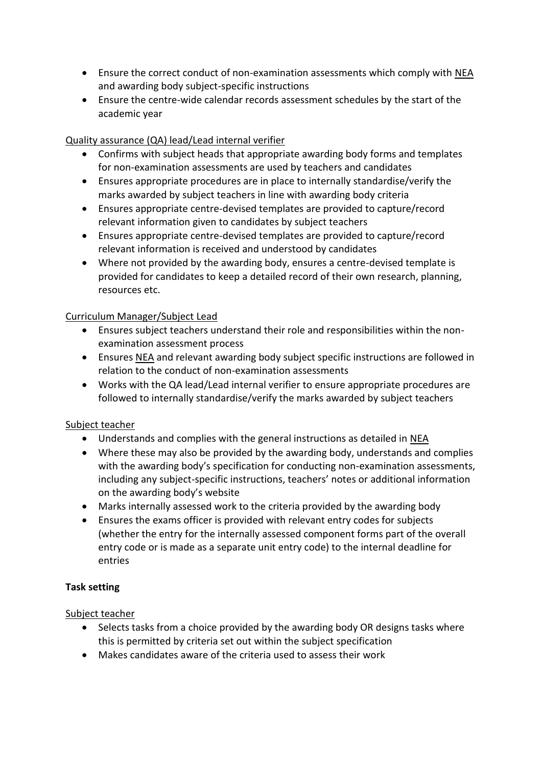- Ensure the correct conduct of non-examination assessments which comply with NEA and awarding body subject-specific instructions
- Ensure the centre-wide calendar records assessment schedules by the start of the academic year

Quality assurance (QA) lead/Lead internal verifier

- Confirms with subject heads that appropriate awarding body forms and templates for non-examination assessments are used by teachers and candidates
- Ensures appropriate procedures are in place to internally standardise/verify the marks awarded by subject teachers in line with awarding body criteria
- Ensures appropriate centre-devised templates are provided to capture/record relevant information given to candidates by subject teachers
- Ensures appropriate centre-devised templates are provided to capture/record relevant information is received and understood by candidates
- Where not provided by the awarding body, ensures a centre-devised template is provided for candidates to keep a detailed record of their own research, planning, resources etc.

Curriculum Manager/Subject Lead

- Ensures subject teachers understand their role and responsibilities within the non-examination assessment process
- Ensures NEA and relevant awarding body subject specific instructions are followed in relation to the conduct of non-examination assessments
- Works with the QA lead/Lead internal verifier to ensure appropriate procedures are followed to internally standardise/verify the marks awarded by subject teachers

Subject teacher

- Understands and complies with the general instructions as detailed in NEA
- Where these may also be provided by the awarding body, understands and complies with the awarding body's specification for conducting non-examination assessments, including any subject-specific instructions, teachers' notes or additional information on the awarding body's website
- Marks internally assessed work to the criteria provided by the awarding body
- Ensures the exams officer is provided with relevant entry codes for subjects (whether the entry for the internally assessed component forms part of the overall entry code or is made as a separate unit entry code) to the internal deadline for entries

**Task setting**

Subject teacher

- Selects tasks from a choice provided by the awarding body OR designs tasks where this is permitted by criteria set out within the subject specification
- Makes candidates aware of the criteria used to assess their work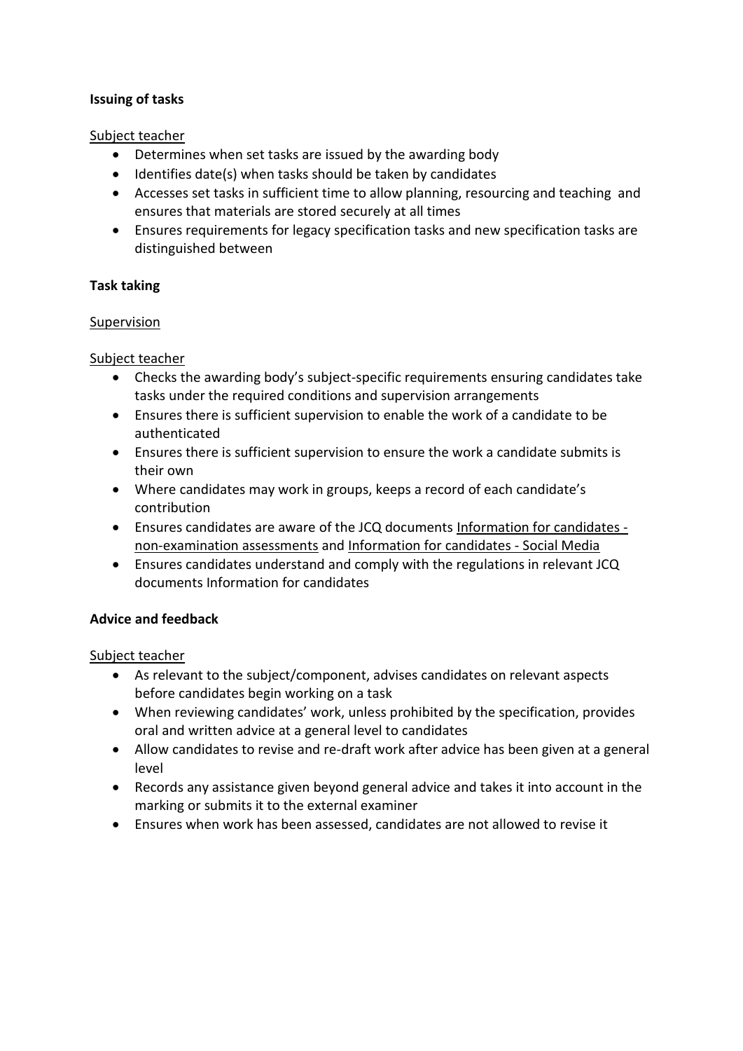**Issuing of tasks**

Subject teacher

- Determines when set tasks are issued by the awarding body
- Identifies date(s) when tasks should be taken by candidates
- Accesses set tasks in sufficient time to allow planning, resourcing and teaching and ensures that materials are stored securely at all times
- Ensures requirements for legacy specification tasks and new specification tasks are distinguished between

**Task taking**

Supervision

Subject teacher

- Checks the awarding body's subject-specific requirements ensuring candidates take tasks under the required conditions and supervision arrangements
- Ensures there is sufficient supervision to enable the work of a candidate to be authenticated
- Ensures there is sufficient supervision to ensure the work a candidate submits is their own
- Where candidates may work in groups, keeps a record of each candidate's contribution
- Ensures candidates are aware of the JCQ documents Information for candidates - non-examination assessments and Information for candidates - Social Media
- Ensures candidates understand and comply with the regulations in relevant JCQ documents Information for candidates

**Advice and feedback**

Subject teacher

- As relevant to the subject/component, advises candidates on relevant aspects before candidates begin working on a task
- When reviewing candidates' work, unless prohibited by the specification, provides oral and written advice at a general level to candidates
- Allow candidates to revise and re-draft work after advice has been given at a general level
- Records any assistance given beyond general advice and takes it into account in the marking or submits it to the external examiner
- Ensures when work has been assessed, candidates are not allowed to revise it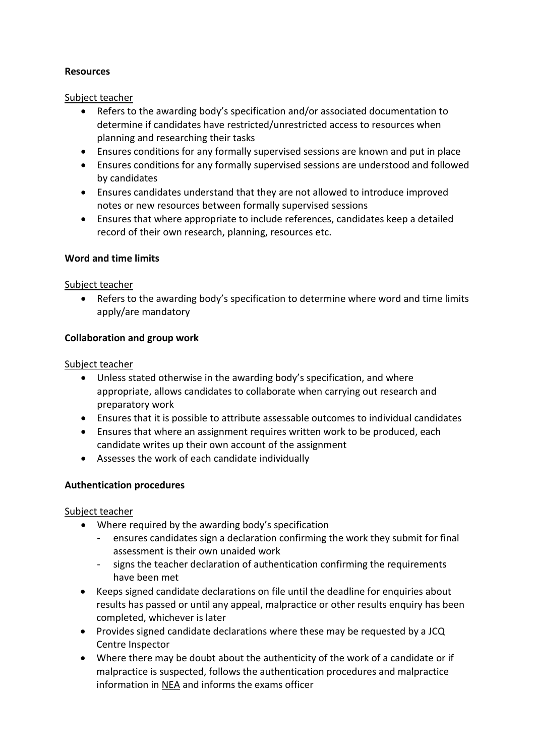**Resources**

Subject teacher

- Refers to the awarding body's specification and/or associated documentation to determine if candidates have restricted/unrestricted access to resources when planning and researching their tasks
- Ensures conditions for any formally supervised sessions are known and put in place
- Ensures conditions for any formally supervised sessions are understood and followed by candidates
- Ensures candidates understand that they are not allowed to introduce improved notes or new resources between formally supervised sessions
- Ensures that where appropriate to include references, candidates keep a detailed record of their own research, planning, resources etc.

**Word and time limits**

Subject teacher

- Refers to the awarding body's specification to determine where word and time limits apply/are mandatory

**Collaboration and group work**

Subject teacher

- Unless stated otherwise in the awarding body's specification, and where appropriate, allows candidates to collaborate when carrying out research and preparatory work
- Ensures that it is possible to attribute assessable outcomes to individual candidates
- Ensures that where an assignment requires written work to be produced, each candidate writes up their own account of the assignment
- Assesses the work of each candidate individually

**Authentication procedures**

Subject teacher

- Where required by the awarding body's specification
  - ensures candidates sign a declaration confirming the work they submit for final assessment is their own unaided work
  - signs the teacher declaration of authentication confirming the requirements have been met
- Keeps signed candidate declarations on file until the deadline for enquiries about results has passed or until any appeal, malpractice or other results enquiry has been completed, whichever is later
- Provides signed candidate declarations where these may be requested by a JCQ Centre Inspector
- Where there may be doubt about the authenticity of the work of a candidate or if malpractice is suspected, follows the authentication procedures and malpractice information in NEA and informs the exams officer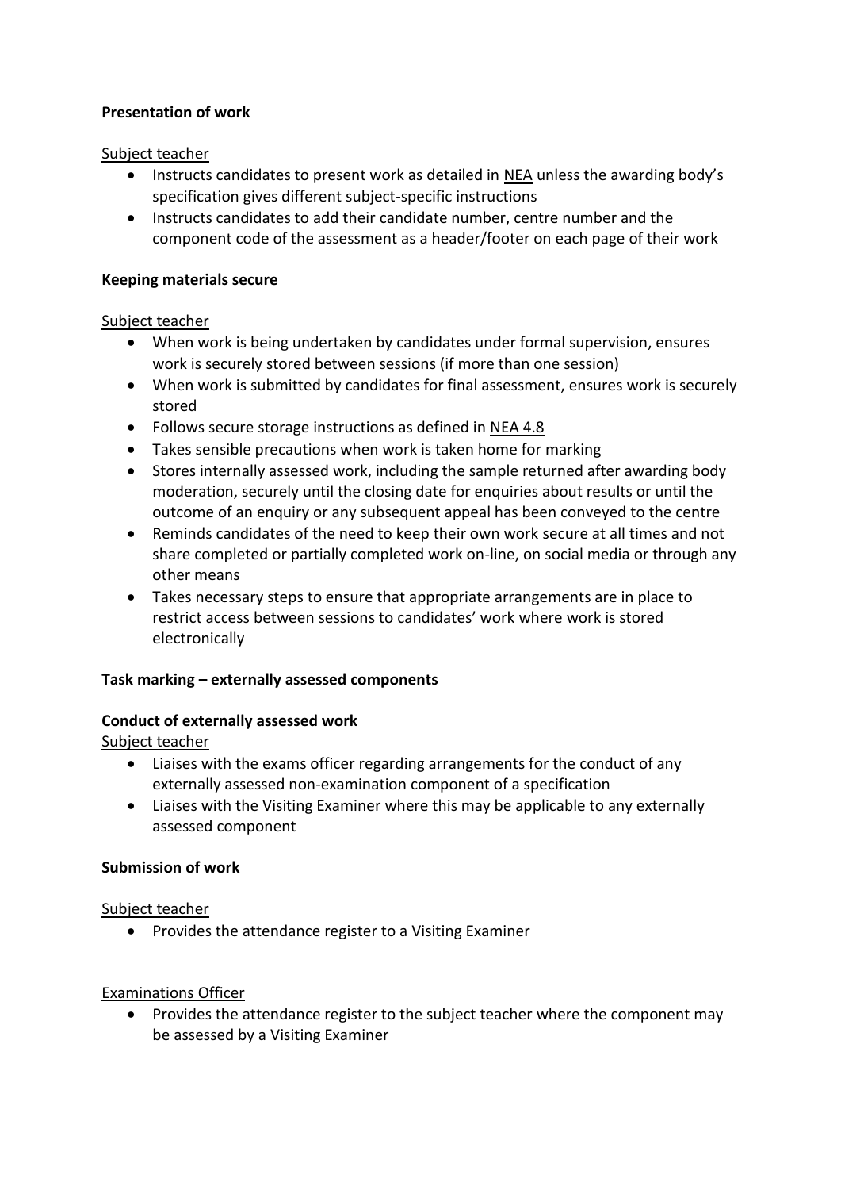**Presentation of work**

Subject teacher

- Instructs candidates to present work as detailed in NEA unless the awarding body's specification gives different subject-specific instructions
- Instructs candidates to add their candidate number, centre number and the component code of the assessment as a header/footer on each page of their work

**Keeping materials secure**

Subject teacher

- When work is being undertaken by candidates under formal supervision, ensures work is securely stored between sessions (if more than one session)
- When work is submitted by candidates for final assessment, ensures work is securely stored
- Follows secure storage instructions as defined in NEA 4.8
- Takes sensible precautions when work is taken home for marking
- Stores internally assessed work, including the sample returned after awarding body moderation, securely until the closing date for enquiries about results or until the outcome of an enquiry or any subsequent appeal has been conveyed to the centre
- Reminds candidates of the need to keep their own work secure at all times and not share completed or partially completed work on-line, on social media or through any other means
- Takes necessary steps to ensure that appropriate arrangements are in place to restrict access between sessions to candidates' work where work is stored electronically

**Task marking – externally assessed components**

**Conduct of externally assessed work**

Subject teacher

- Liaises with the exams officer regarding arrangements for the conduct of any externally assessed non-examination component of a specification
- Liaises with the Visiting Examiner where this may be applicable to any externally assessed component

**Submission of work**

Subject teacher

- Provides the attendance register to a Visiting Examiner

Examinations Officer

- Provides the attendance register to the subject teacher where the component may be assessed by a Visiting Examiner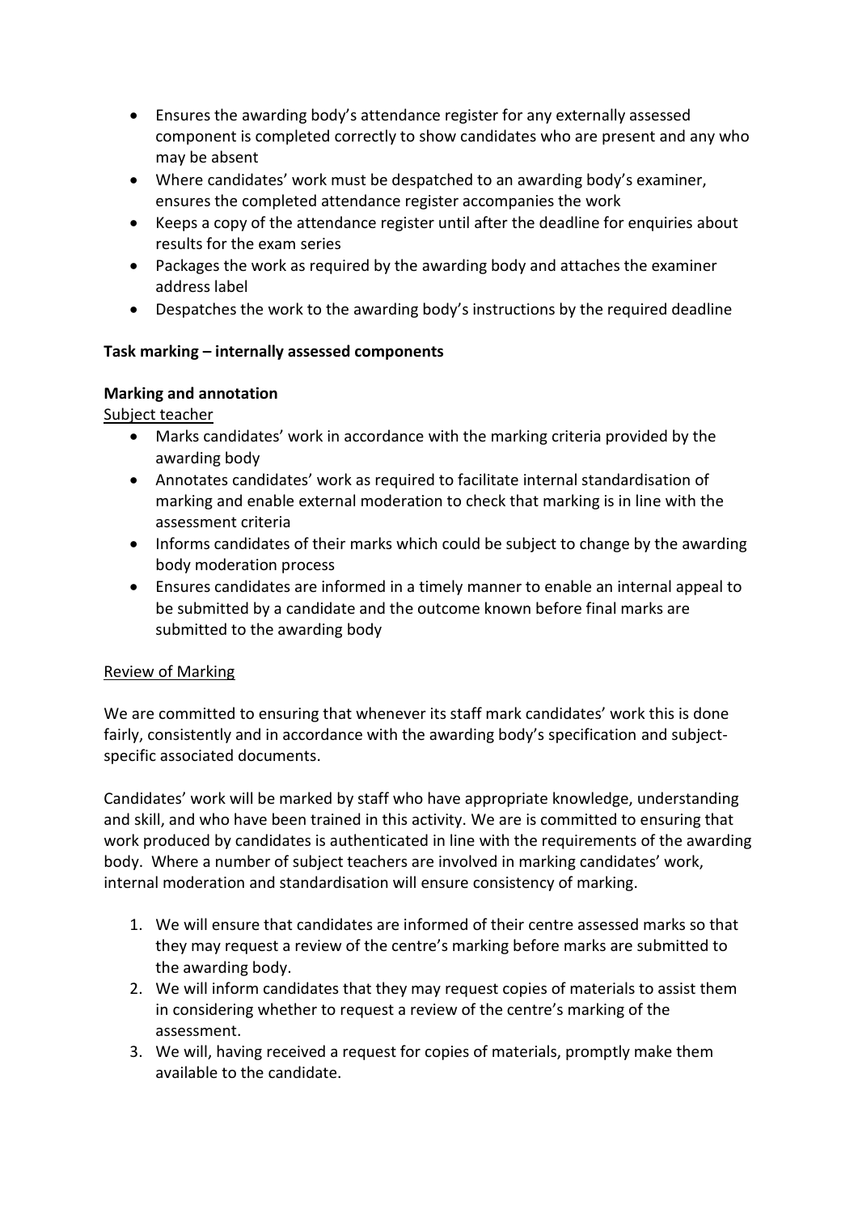- Ensures the awarding body's attendance register for any externally assessed component is completed correctly to show candidates who are present and any who may be absent
- Where candidates' work must be despatched to an awarding body's examiner, ensures the completed attendance register accompanies the work
- Keeps a copy of the attendance register until after the deadline for enquiries about results for the exam series
- Packages the work as required by the awarding body and attaches the examiner address label
- Despatches the work to the awarding body's instructions by the required deadline

**Task marking – internally assessed components**

**Marking and annotation**

Subject teacher

- Marks candidates' work in accordance with the marking criteria provided by the awarding body
- Annotates candidates' work as required to facilitate internal standardisation of marking and enable external moderation to check that marking is in line with the assessment criteria
- Informs candidates of their marks which could be subject to change by the awarding body moderation process
- Ensures candidates are informed in a timely manner to enable an internal appeal to be submitted by a candidate and the outcome known before final marks are submitted to the awarding body

Review of Marking

We are committed to ensuring that whenever its staff mark candidates' work this is done fairly, consistently and in accordance with the awarding body's specification and subject-specific associated documents.

Candidates' work will be marked by staff who have appropriate knowledge, understanding and skill, and who have been trained in this activity. We are is committed to ensuring that work produced by candidates is authenticated in line with the requirements of the awarding body. Where a number of subject teachers are involved in marking candidates' work, internal moderation and standardisation will ensure consistency of marking.

1. We will ensure that candidates are informed of their centre assessed marks so that they may request a review of the centre's marking before marks are submitted to the awarding body.
2. We will inform candidates that they may request copies of materials to assist them in considering whether to request a review of the centre's marking of the assessment.
3. We will, having received a request for copies of materials, promptly make them available to the candidate.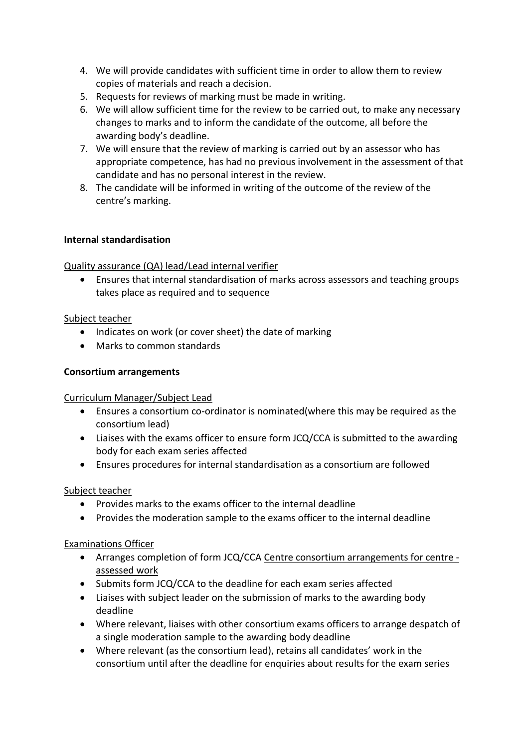4. We will provide candidates with sufficient time in order to allow them to review copies of materials and reach a decision.
5. Requests for reviews of marking must be made in writing.
6. We will allow sufficient time for the review to be carried out, to make any necessary changes to marks and to inform the candidate of the outcome, all before the awarding body's deadline.
7. We will ensure that the review of marking is carried out by an assessor who has appropriate competence, has had no previous involvement in the assessment of that candidate and has no personal interest in the review.
8. The candidate will be informed in writing of the outcome of the review of the centre's marking.

**Internal standardisation**

<u>Quality assurance (QA) lead/Lead internal verifier</u>

- Ensures that internal standardisation of marks across assessors and teaching groups takes place as required and to sequence

<u>Subject teacher</u>

- Indicates on work (or cover sheet) the date of marking
- Marks to common standards

**Consortium arrangements**

<u>Curriculum Manager/Subject Lead</u>

- Ensures a consortium co-ordinator is nominated(where this may be required as the consortium lead)
- Liaises with the exams officer to ensure form JCQ/CCA is submitted to the awarding body for each exam series affected
- Ensures procedures for internal standardisation as a consortium are followed

<u>Subject teacher</u>

- Provides marks to the exams officer to the internal deadline
- Provides the moderation sample to the exams officer to the internal deadline

<u>Examinations Officer</u>

- Arranges completion of form JCQ/CCA <u>Centre consortium arrangements for centre - assessed work</u>
- Submits form JCQ/CCA to the deadline for each exam series affected
- Liaises with subject leader on the submission of marks to the awarding body deadline
- Where relevant, liaises with other consortium exams officers to arrange despatch of a single moderation sample to the awarding body deadline
- Where relevant (as the consortium lead), retains all candidates' work in the consortium until after the deadline for enquiries about results for the exam series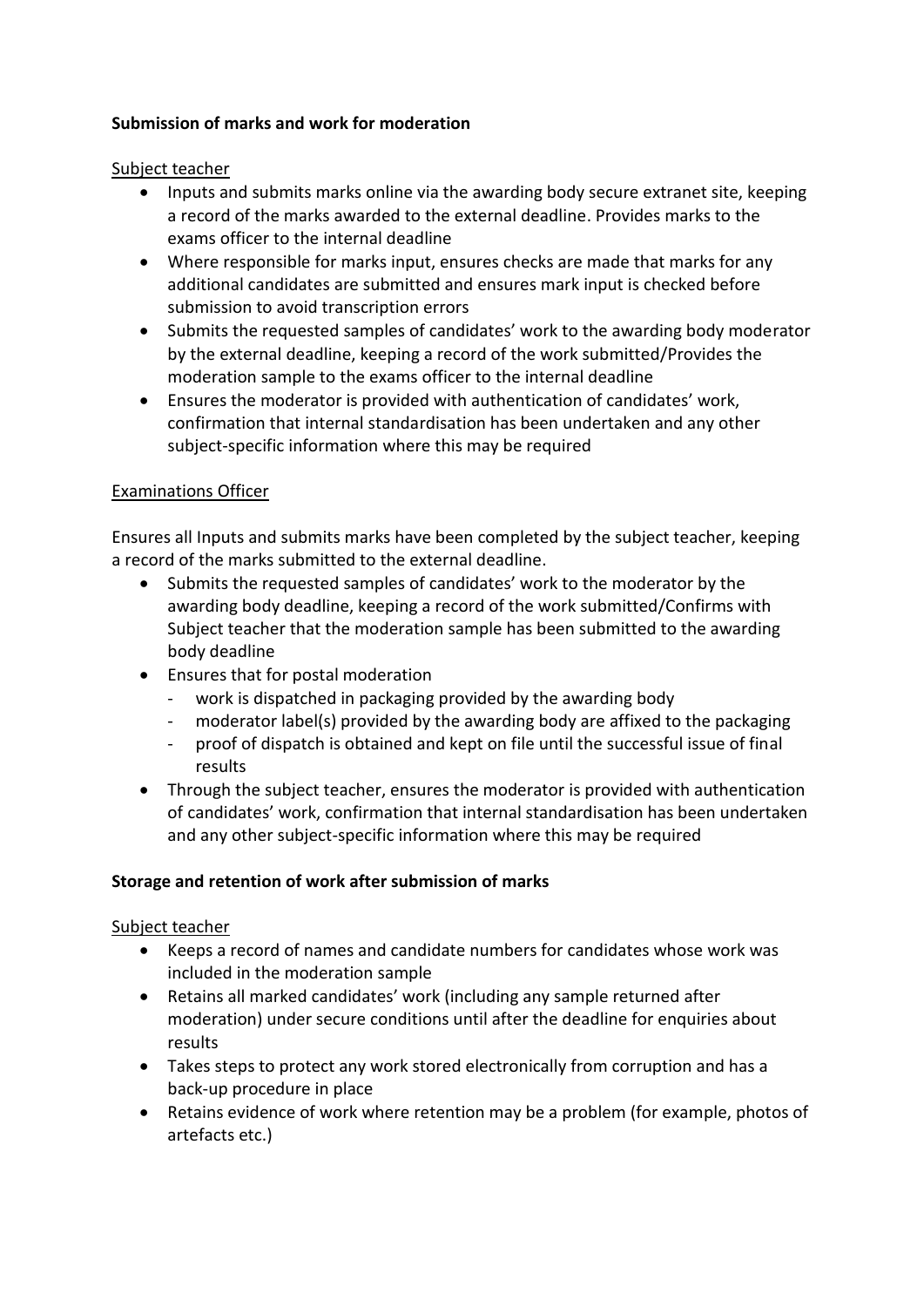**Submission of marks and work for moderation**

Subject teacher

- Inputs and submits marks online via the awarding body secure extranet site, keeping a record of the marks awarded to the external deadline. Provides marks to the exams officer to the internal deadline
- Where responsible for marks input, ensures checks are made that marks for any additional candidates are submitted and ensures mark input is checked before submission to avoid transcription errors
- Submits the requested samples of candidates' work to the awarding body moderator by the external deadline, keeping a record of the work submitted/Provides the moderation sample to the exams officer to the internal deadline
- Ensures the moderator is provided with authentication of candidates' work, confirmation that internal standardisation has been undertaken and any other subject-specific information where this may be required

Examinations Officer

Ensures all Inputs and submits marks have been completed by the subject teacher, keeping a record of the marks submitted to the external deadline.

- Submits the requested samples of candidates' work to the moderator by the awarding body deadline, keeping a record of the work submitted/Confirms with Subject teacher that the moderation sample has been submitted to the awarding body deadline
- Ensures that for postal moderation
  - work is dispatched in packaging provided by the awarding body
  - moderator label(s) provided by the awarding body are affixed to the packaging
  - proof of dispatch is obtained and kept on file until the successful issue of final results
- Through the subject teacher, ensures the moderator is provided with authentication of candidates' work, confirmation that internal standardisation has been undertaken and any other subject-specific information where this may be required

**Storage and retention of work after submission of marks**

Subject teacher

- Keeps a record of names and candidate numbers for candidates whose work was included in the moderation sample
- Retains all marked candidates' work (including any sample returned after moderation) under secure conditions until after the deadline for enquiries about results
- Takes steps to protect any work stored electronically from corruption and has a back-up procedure in place
- Retains evidence of work where retention may be a problem (for example, photos of artefacts etc.)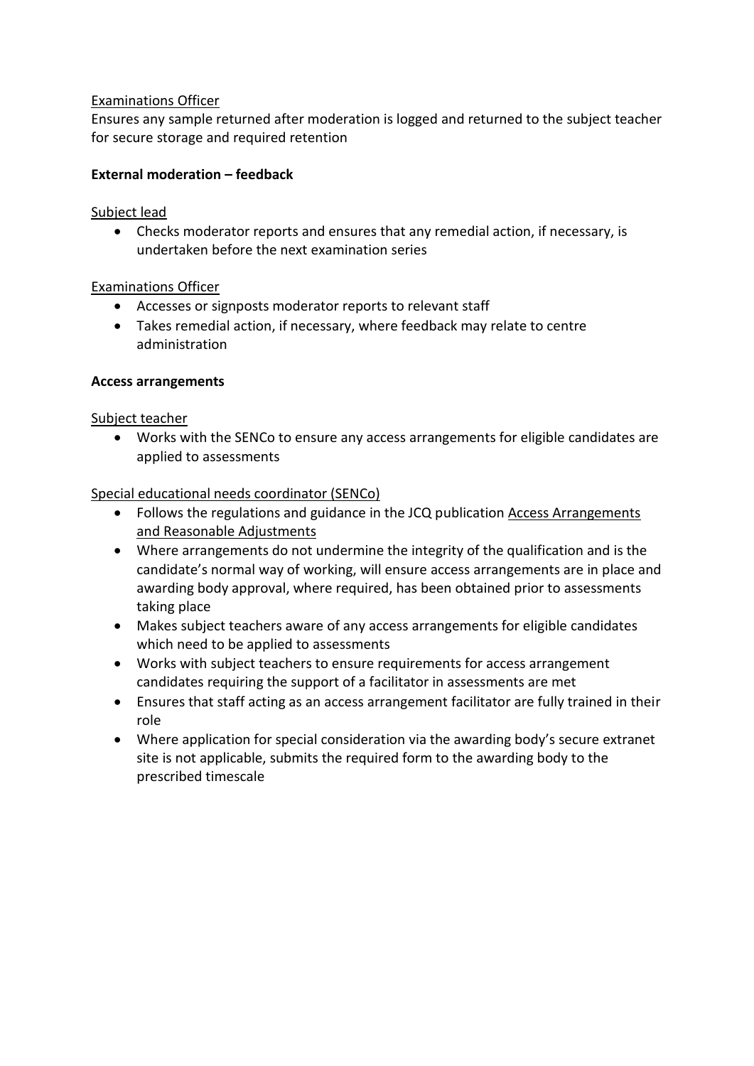Examinations Officer
Ensures any sample returned after moderation is logged and returned to the subject teacher for secure storage and required retention

**External moderation – feedback**

Subject lead

- Checks moderator reports and ensures that any remedial action, if necessary, is undertaken before the next examination series

Examinations Officer

- Accesses or signposts moderator reports to relevant staff
- Takes remedial action, if necessary, where feedback may relate to centre administration

**Access arrangements**

Subject teacher

- Works with the SENCo to ensure any access arrangements for eligible candidates are applied to assessments

Special educational needs coordinator (SENCo)

- Follows the regulations and guidance in the JCQ publication Access Arrangements and Reasonable Adjustments
- Where arrangements do not undermine the integrity of the qualification and is the candidate's normal way of working, will ensure access arrangements are in place and awarding body approval, where required, has been obtained prior to assessments taking place
- Makes subject teachers aware of any access arrangements for eligible candidates which need to be applied to assessments
- Works with subject teachers to ensure requirements for access arrangement candidates requiring the support of a facilitator in assessments are met
- Ensures that staff acting as an access arrangement facilitator are fully trained in their role
- Where application for special consideration via the awarding body's secure extranet site is not applicable, submits the required form to the awarding body to the prescribed timescale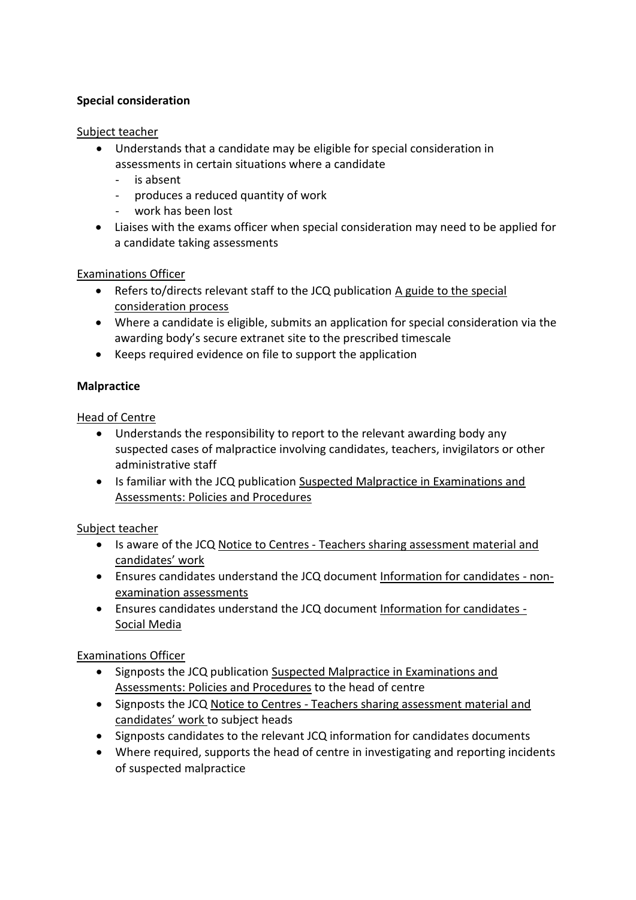**Special consideration**

Subject teacher

- Understands that a candidate may be eligible for special consideration in assessments in certain situations where a candidate
  - is absent
  - produces a reduced quantity of work
  - work has been lost
- Liaises with the exams officer when special consideration may need to be applied for a candidate taking assessments

Examinations Officer

- Refers to/directs relevant staff to the JCQ publication A guide to the special consideration process
- Where a candidate is eligible, submits an application for special consideration via the awarding body's secure extranet site to the prescribed timescale
- Keeps required evidence on file to support the application

**Malpractice**

Head of Centre

- Understands the responsibility to report to the relevant awarding body any suspected cases of malpractice involving candidates, teachers, invigilators or other administrative staff
- Is familiar with the JCQ publication Suspected Malpractice in Examinations and Assessments: Policies and Procedures

Subject teacher

- Is aware of the JCQ Notice to Centres - Teachers sharing assessment material and candidates' work
- Ensures candidates understand the JCQ document Information for candidates - non-examination assessments
- Ensures candidates understand the JCQ document Information for candidates - Social Media

Examinations Officer

- Signposts the JCQ publication Suspected Malpractice in Examinations and Assessments: Policies and Procedures to the head of centre
- Signposts the JCQ Notice to Centres - Teachers sharing assessment material and candidates' work to subject heads
- Signposts candidates to the relevant JCQ information for candidates documents
- Where required, supports the head of centre in investigating and reporting incidents of suspected malpractice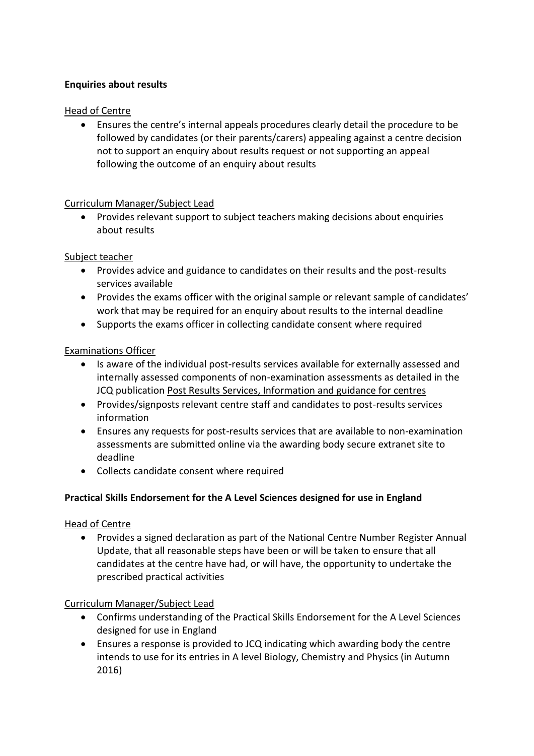**Enquiries about results**

Head of Centre

- Ensures the centre's internal appeals procedures clearly detail the procedure to be followed by candidates (or their parents/carers) appealing against a centre decision not to support an enquiry about results request or not supporting an appeal following the outcome of an enquiry about results

Curriculum Manager/Subject Lead

- Provides relevant support to subject teachers making decisions about enquiries about results

Subject teacher

- Provides advice and guidance to candidates on their results and the post-results services available
- Provides the exams officer with the original sample or relevant sample of candidates' work that may be required for an enquiry about results to the internal deadline
- Supports the exams officer in collecting candidate consent where required

Examinations Officer

- Is aware of the individual post-results services available for externally assessed and internally assessed components of non-examination assessments as detailed in the JCQ publication Post Results Services, Information and guidance for centres
- Provides/signposts relevant centre staff and candidates to post-results services information
- Ensures any requests for post-results services that are available to non-examination assessments are submitted online via the awarding body secure extranet site to deadline
- Collects candidate consent where required

**Practical Skills Endorsement for the A Level Sciences designed for use in England**

Head of Centre

- Provides a signed declaration as part of the National Centre Number Register Annual Update, that all reasonable steps have been or will be taken to ensure that all candidates at the centre have had, or will have, the opportunity to undertake the prescribed practical activities

Curriculum Manager/Subject Lead

- Confirms understanding of the Practical Skills Endorsement for the A Level Sciences designed for use in England
- Ensures a response is provided to JCQ indicating which awarding body the centre intends to use for its entries in A level Biology, Chemistry and Physics (in Autumn 2016)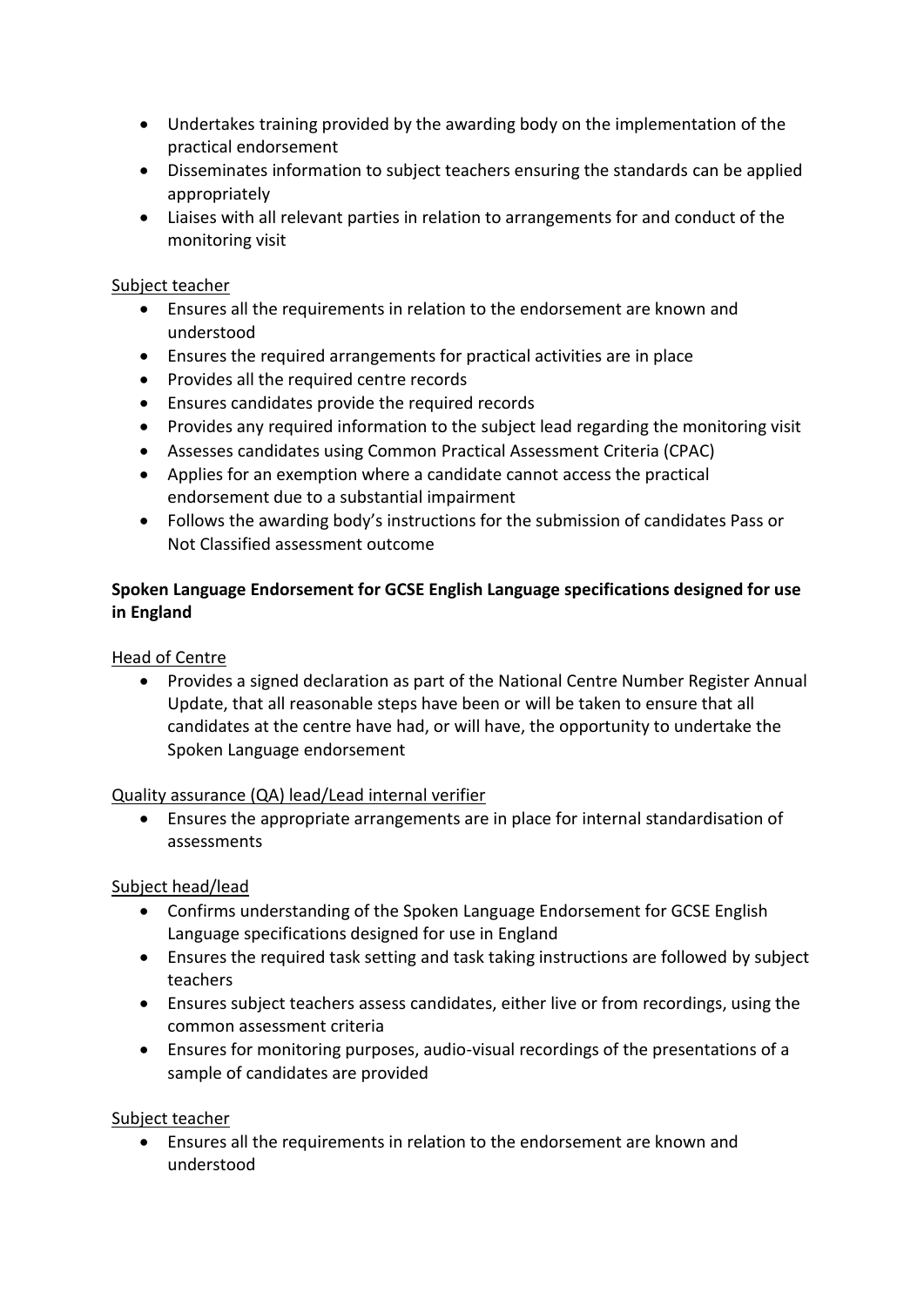- Undertakes training provided by the awarding body on the implementation of the practical endorsement
- Disseminates information to subject teachers ensuring the standards can be applied appropriately
- Liaises with all relevant parties in relation to arrangements for and conduct of the monitoring visit

<u>Subject teacher</u>

- Ensures all the requirements in relation to the endorsement are known and understood
- Ensures the required arrangements for practical activities are in place
- Provides all the required centre records
- Ensures candidates provide the required records
- Provides any required information to the subject lead regarding the monitoring visit
- Assesses candidates using Common Practical Assessment Criteria (CPAC)
- Applies for an exemption where a candidate cannot access the practical endorsement due to a substantial impairment
- Follows the awarding body's instructions for the submission of candidates Pass or Not Classified assessment outcome

**Spoken Language Endorsement for GCSE English Language specifications designed for use in England**

<u>Head of Centre</u>

- Provides a signed declaration as part of the National Centre Number Register Annual Update, that all reasonable steps have been or will be taken to ensure that all candidates at the centre have had, or will have, the opportunity to undertake the Spoken Language endorsement

<u>Quality assurance (QA) lead/Lead internal verifier</u>

- Ensures the appropriate arrangements are in place for internal standardisation of assessments

<u>Subject head/lead</u>

- Confirms understanding of the Spoken Language Endorsement for GCSE English Language specifications designed for use in England
- Ensures the required task setting and task taking instructions are followed by subject teachers
- Ensures subject teachers assess candidates, either live or from recordings, using the common assessment criteria
- Ensures for monitoring purposes, audio-visual recordings of the presentations of a sample of candidates are provided

<u>Subject teacher</u>

- Ensures all the requirements in relation to the endorsement are known and understood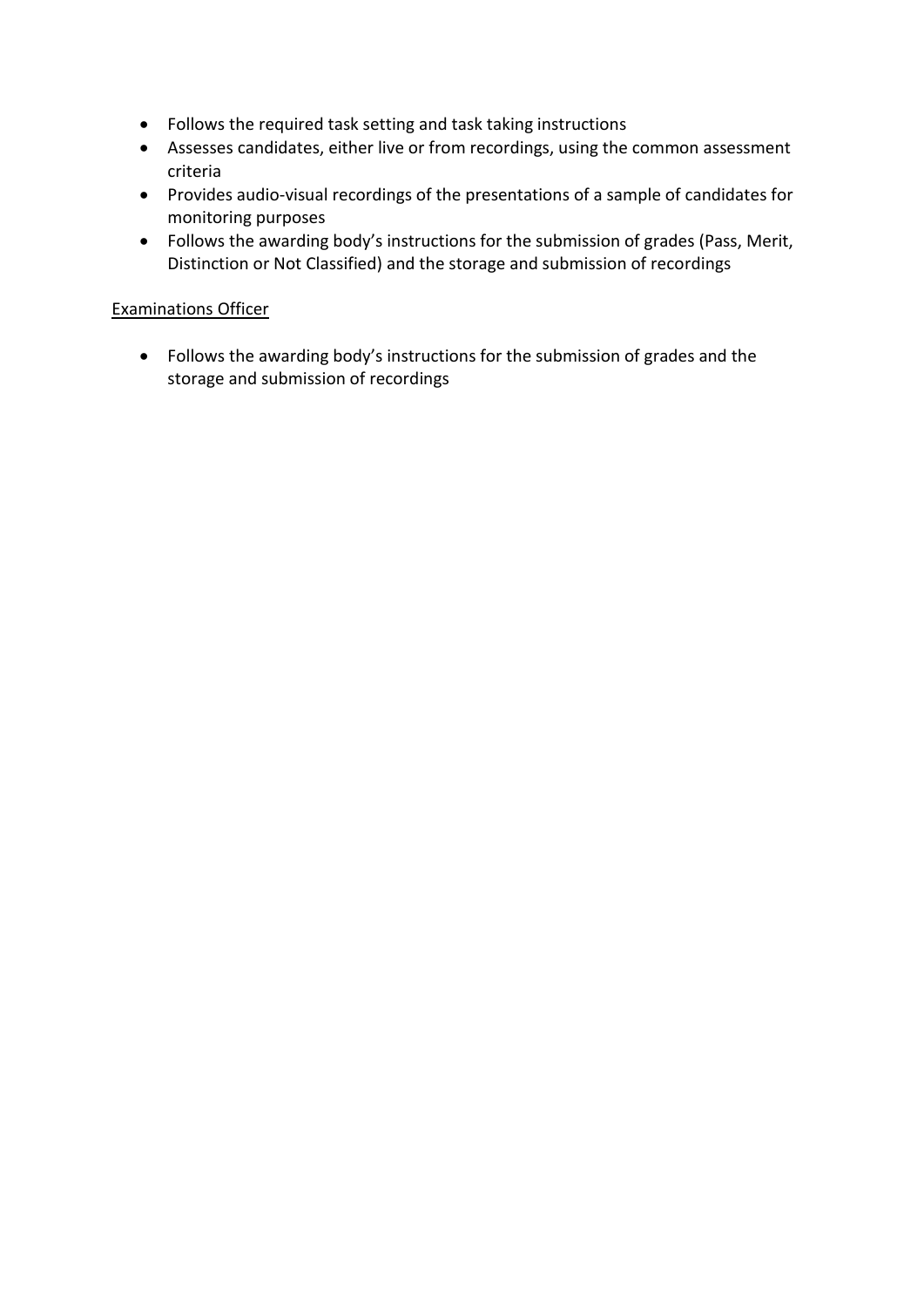- Follows the required task setting and task taking instructions
- Assesses candidates, either live or from recordings, using the common assessment criteria
- Provides audio-visual recordings of the presentations of a sample of candidates for monitoring purposes
- Follows the awarding body's instructions for the submission of grades (Pass, Merit, Distinction or Not Classified) and the storage and submission of recordings

<u>Examinations Officer</u>

- Follows the awarding body's instructions for the submission of grades and the storage and submission of recordings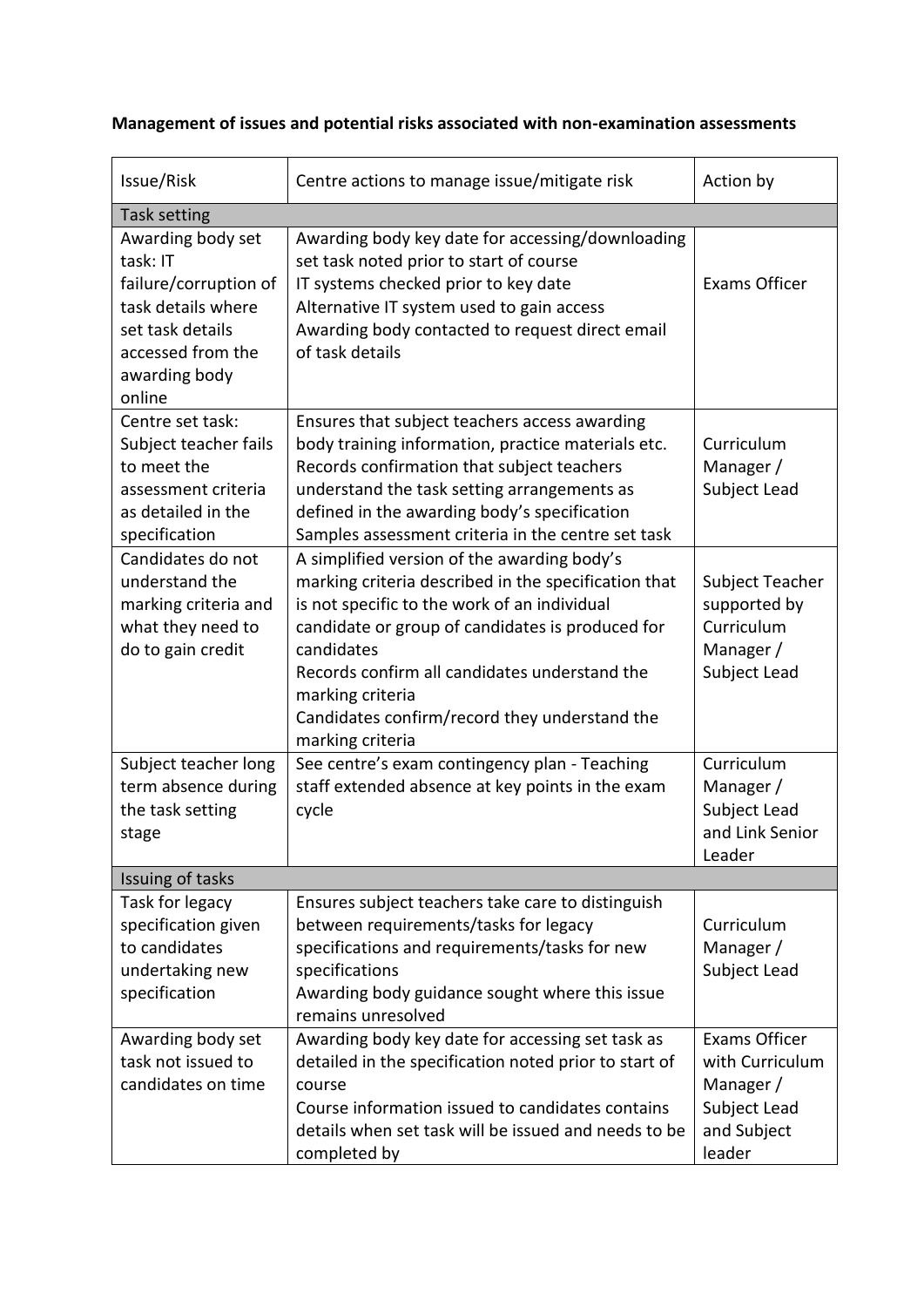**Management of issues and potential risks associated with non-examination assessments**

| Issue/Risk | Centre actions to manage issue/mitigate risk | Action by |
|---|---|---|
| **Task setting** | | |
| Awarding body set task: IT failure/corruption of task details where set task details accessed from the awarding body online | Awarding body key date for accessing/downloading set task noted prior to start of course<br>IT systems checked prior to key date<br>Alternative IT system used to gain access<br>Awarding body contacted to request direct email of task details | Exams Officer |
| Centre set task: Subject teacher fails to meet the assessment criteria as detailed in the specification | Ensures that subject teachers access awarding body training information, practice materials etc.<br>Records confirmation that subject teachers understand the task setting arrangements as defined in the awarding body's specification<br>Samples assessment criteria in the centre set task | Curriculum Manager / Subject Lead |
| Candidates do not understand the marking criteria and what they need to do to gain credit | A simplified version of the awarding body's marking criteria described in the specification that is not specific to the work of an individual candidate or group of candidates is produced for candidates<br>Records confirm all candidates understand the marking criteria<br>Candidates confirm/record they understand the marking criteria | Subject Teacher supported by Curriculum Manager / Subject Lead |
| Subject teacher long term absence during the task setting stage | See centre's exam contingency plan - Teaching staff extended absence at key points in the exam cycle | Curriculum Manager / Subject Lead and Link Senior Leader |
| **Issuing of tasks** | | |
| Task for legacy specification given to candidates undertaking new specification | Ensures subject teachers take care to distinguish between requirements/tasks for legacy specifications and requirements/tasks for new specifications<br>Awarding body guidance sought where this issue remains unresolved | Curriculum Manager / Subject Lead |
| Awarding body set task not issued to candidates on time | Awarding body key date for accessing set task as detailed in the specification noted prior to start of course<br>Course information issued to candidates contains details when set task will be issued and needs to be completed by | Exams Officer with Curriculum Manager / Subject Lead and Subject leader |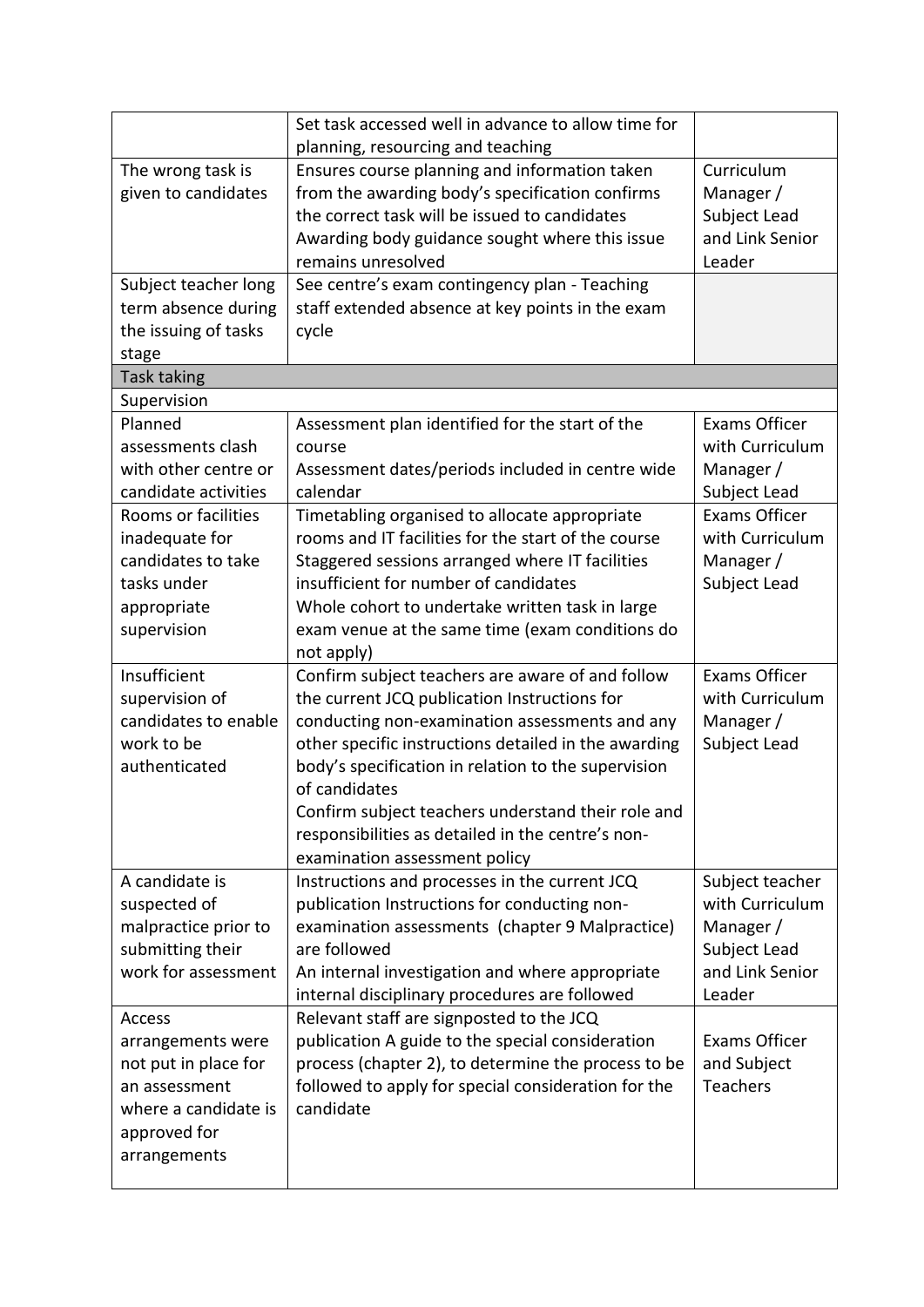| | | |
|---|---|---|
| | Set task accessed well in advance to allow time for planning, resourcing and teaching | |
| The wrong task is given to candidates | Ensures course planning and information taken from the awarding body's specification confirms the correct task will be issued to candidates<br>Awarding body guidance sought where this issue remains unresolved | Curriculum Manager / Subject Lead and Link Senior Leader |
| Subject teacher long term absence during the issuing of tasks stage | See centre's exam contingency plan - Teaching staff extended absence at key points in the exam cycle | |
| Task taking | | |
| Supervision | | |
| Planned assessments clash with other centre or candidate activities | Assessment plan identified for the start of the course<br>Assessment dates/periods included in centre wide calendar | Exams Officer with Curriculum Manager / Subject Lead |
| Rooms or facilities inadequate for candidates to take tasks under appropriate supervision | Timetabling organised to allocate appropriate rooms and IT facilities for the start of the course<br>Staggered sessions arranged where IT facilities insufficient for number of candidates<br>Whole cohort to undertake written task in large exam venue at the same time (exam conditions do not apply) | Exams Officer with Curriculum Manager / Subject Lead |
| Insufficient supervision of candidates to enable work to be authenticated | Confirm subject teachers are aware of and follow the current JCQ publication Instructions for conducting non-examination assessments and any other specific instructions detailed in the awarding body's specification in relation to the supervision of candidates<br>Confirm subject teachers understand their role and responsibilities as detailed in the centre's non-examination assessment policy | Exams Officer with Curriculum Manager / Subject Lead |
| A candidate is suspected of malpractice prior to submitting their work for assessment | Instructions and processes in the current JCQ publication Instructions for conducting non-examination assessments (chapter 9 Malpractice) are followed<br>An internal investigation and where appropriate internal disciplinary procedures are followed | Subject teacher with Curriculum Manager / Subject Lead and Link Senior Leader |
| Access arrangements were not put in place for an assessment where a candidate is approved for arrangements | Relevant staff are signposted to the JCQ publication A guide to the special consideration process (chapter 2), to determine the process to be followed to apply for special consideration for the candidate | Exams Officer and Subject Teachers |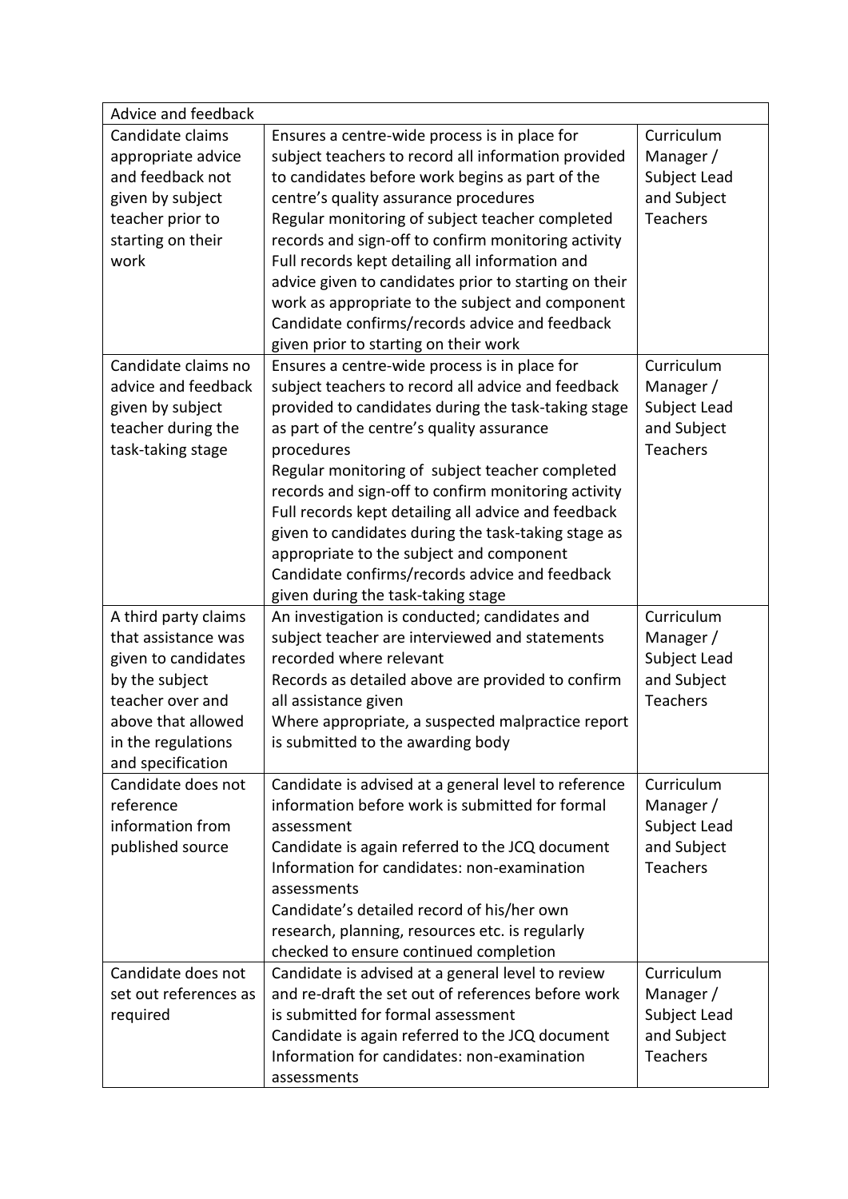| Advice and feedback | | |
|---|---|---|
| Candidate claims appropriate advice and feedback not given by subject teacher prior to starting on their work | Ensures a centre-wide process is in place for subject teachers to record all information provided to candidates before work begins as part of the centre's quality assurance procedures<br>Regular monitoring of subject teacher completed records and sign-off to confirm monitoring activity<br>Full records kept detailing all information and advice given to candidates prior to starting on their work as appropriate to the subject and component<br>Candidate confirms/records advice and feedback given prior to starting on their work | Curriculum Manager / Subject Lead and Subject Teachers |
| Candidate claims no advice and feedback given by subject teacher during the task-taking stage | Ensures a centre-wide process is in place for subject teachers to record all advice and feedback provided to candidates during the task-taking stage as part of the centre's quality assurance procedures<br>Regular monitoring of subject teacher completed records and sign-off to confirm monitoring activity<br>Full records kept detailing all advice and feedback given to candidates during the task-taking stage as appropriate to the subject and component<br>Candidate confirms/records advice and feedback given during the task-taking stage | Curriculum Manager / Subject Lead and Subject Teachers |
| A third party claims that assistance was given to candidates by the subject teacher over and above that allowed in the regulations and specification | An investigation is conducted; candidates and subject teacher are interviewed and statements recorded where relevant<br>Records as detailed above are provided to confirm all assistance given<br>Where appropriate, a suspected malpractice report is submitted to the awarding body | Curriculum Manager / Subject Lead and Subject Teachers |
| Candidate does not reference information from published source | Candidate is advised at a general level to reference information before work is submitted for formal assessment<br>Candidate is again referred to the JCQ document Information for candidates: non-examination assessments<br>Candidate's detailed record of his/her own research, planning, resources etc. is regularly checked to ensure continued completion | Curriculum Manager / Subject Lead and Subject Teachers |
| Candidate does not set out references as required | Candidate is advised at a general level to review and re-draft the set out of references before work is submitted for formal assessment<br>Candidate is again referred to the JCQ document Information for candidates: non-examination assessments | Curriculum Manager / Subject Lead and Subject Teachers |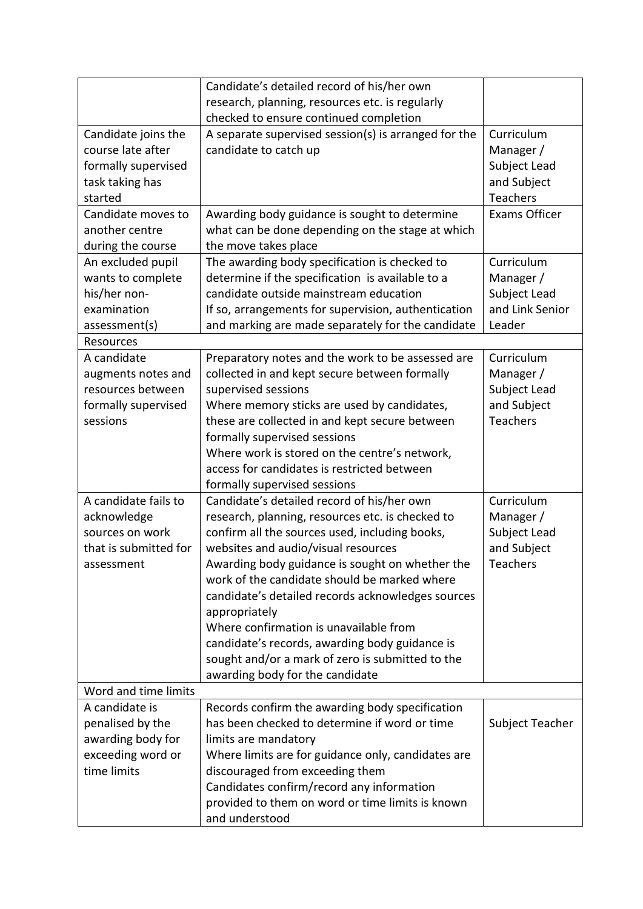| | | |
|---|---|---|
| | Candidate's detailed record of his/her own research, planning, resources etc. is regularly checked to ensure continued completion | |
| Candidate joins the course late after formally supervised task taking has started | A separate supervised session(s) is arranged for the candidate to catch up | Curriculum Manager / Subject Lead and Subject Teachers |
| Candidate moves to another centre during the course | Awarding body guidance is sought to determine what can be done depending on the stage at which the move takes place | Exams Officer |
| An excluded pupil wants to complete his/her non-examination assessment(s) | The awarding body specification is checked to determine if the specification is available to a candidate outside mainstream education<br>If so, arrangements for supervision, authentication and marking are made separately for the candidate | Curriculum Manager / Subject Lead and Link Senior Leader |
| Resources | | |
| A candidate augments notes and resources between formally supervised sessions | Preparatory notes and the work to be assessed are collected in and kept secure between formally supervised sessions<br>Where memory sticks are used by candidates, these are collected in and kept secure between formally supervised sessions<br>Where work is stored on the centre's network, access for candidates is restricted between formally supervised sessions | Curriculum Manager / Subject Lead and Subject Teachers |
| A candidate fails to acknowledge sources on work that is submitted for assessment | Candidate's detailed record of his/her own research, planning, resources etc. is checked to confirm all the sources used, including books, websites and audio/visual resources<br>Awarding body guidance is sought on whether the work of the candidate should be marked where candidate's detailed records acknowledges sources appropriately<br>Where confirmation is unavailable from candidate's records, awarding body guidance is sought and/or a mark of zero is submitted to the awarding body for the candidate | Curriculum Manager / Subject Lead and Subject Teachers |
| Word and time limits | | |
| A candidate is penalised by the awarding body for exceeding word or time limits | Records confirm the awarding body specification has been checked to determine if word or time limits are mandatory<br>Where limits are for guidance only, candidates are discouraged from exceeding them<br>Candidates confirm/record any information provided to them on word or time limits is known and understood | Subject Teacher |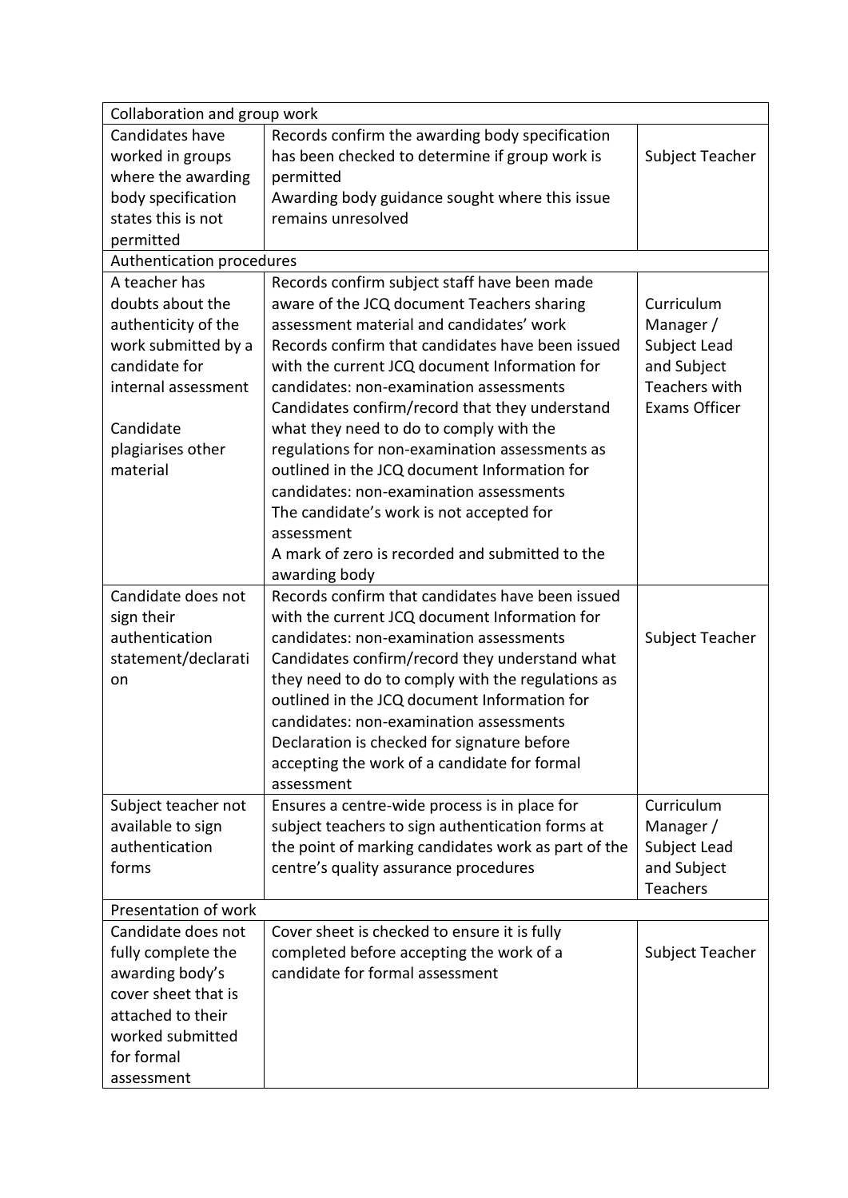| | | |
|---|---|---|
| Collaboration and group work | | |
| Candidates have worked in groups where the awarding body specification states this is not permitted | Records confirm the awarding body specification has been checked to determine if group work is permitted<br>Awarding body guidance sought where this issue remains unresolved | Subject Teacher |
| Authentication procedures | | |
| A teacher has doubts about the authenticity of the work submitted by a candidate for internal assessment<br><br>Candidate plagiarises other material | Records confirm subject staff have been made aware of the JCQ document Teachers sharing assessment material and candidates' work<br>Records confirm that candidates have been issued with the current JCQ document Information for candidates: non-examination assessments<br>Candidates confirm/record that they understand what they need to do to comply with the regulations for non-examination assessments as outlined in the JCQ document Information for candidates: non-examination assessments<br>The candidate's work is not accepted for assessment<br>A mark of zero is recorded and submitted to the awarding body | Curriculum Manager / Subject Lead and Subject Teachers with Exams Officer |
| Candidate does not sign their authentication statement/declaration | Records confirm that candidates have been issued with the current JCQ document Information for candidates: non-examination assessments<br>Candidates confirm/record they understand what they need to do to comply with the regulations as outlined in the JCQ document Information for candidates: non-examination assessments<br>Declaration is checked for signature before accepting the work of a candidate for formal assessment | Subject Teacher |
| Subject teacher not available to sign authentication forms | Ensures a centre-wide process is in place for subject teachers to sign authentication forms at the point of marking candidates work as part of the centre's quality assurance procedures | Curriculum Manager / Subject Lead and Subject Teachers |
| Presentation of work | | |
| Candidate does not fully complete the awarding body's cover sheet that is attached to their worked submitted for formal assessment | Cover sheet is checked to ensure it is fully completed before accepting the work of a candidate for formal assessment | Subject Teacher |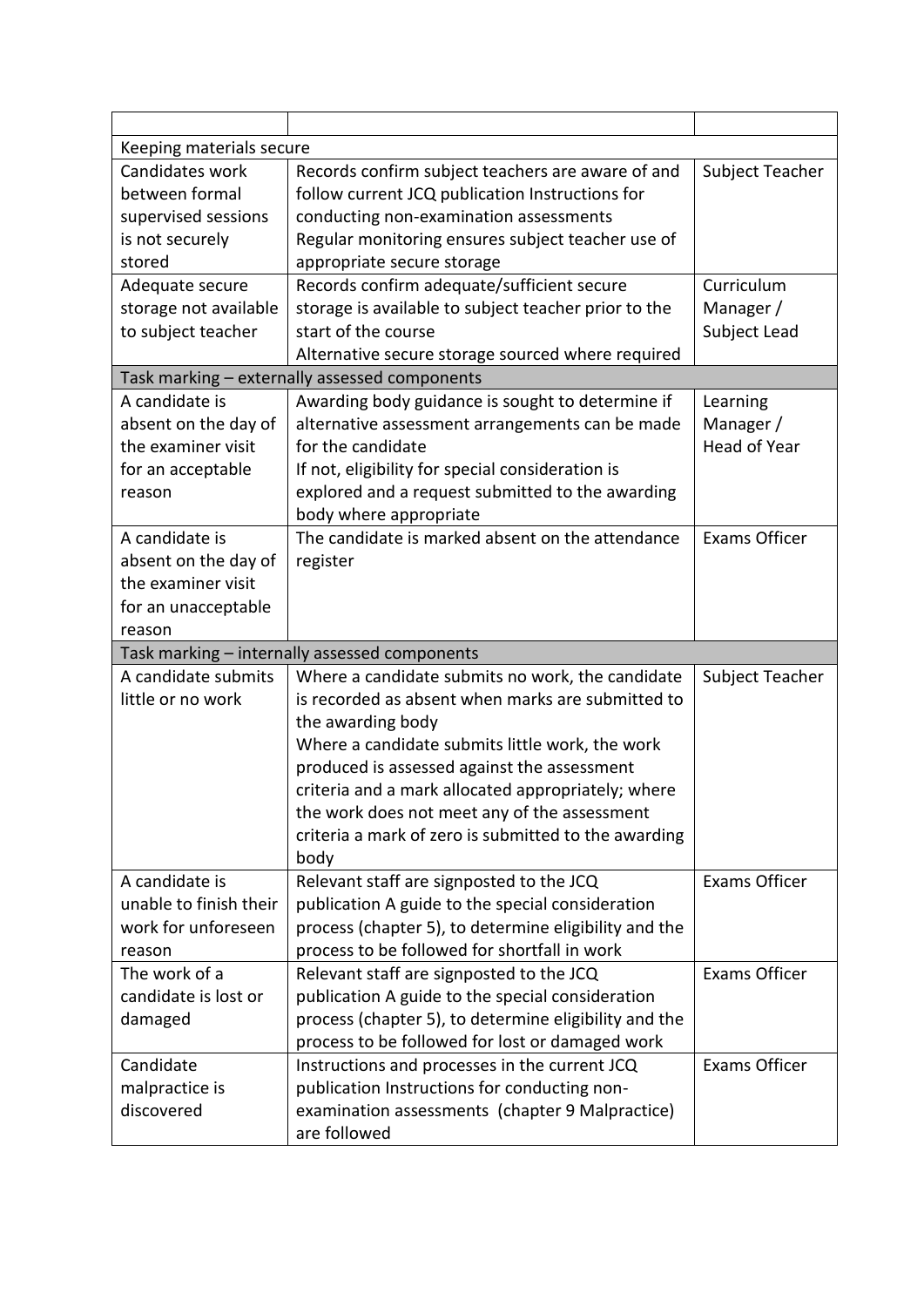| | | |
|---|---|---|
| Keeping materials secure | | |
| Candidates work between formal supervised sessions is not securely stored | Records confirm subject teachers are aware of and follow current JCQ publication Instructions for conducting non-examination assessments<br>Regular monitoring ensures subject teacher use of appropriate secure storage | Subject Teacher |
| Adequate secure storage not available to subject teacher | Records confirm adequate/sufficient secure storage is available to subject teacher prior to the start of the course<br>Alternative secure storage sourced where required | Curriculum Manager / Subject Lead |
| Task marking – externally assessed components | | |
| A candidate is absent on the day of the examiner visit for an acceptable reason | Awarding body guidance is sought to determine if alternative assessment arrangements can be made for the candidate<br>If not, eligibility for special consideration is explored and a request submitted to the awarding body where appropriate | Learning Manager / Head of Year |
| A candidate is absent on the day of the examiner visit for an unacceptable reason | The candidate is marked absent on the attendance register | Exams Officer |
| Task marking – internally assessed components | | |
| A candidate submits little or no work | Where a candidate submits no work, the candidate is recorded as absent when marks are submitted to the awarding body<br>Where a candidate submits little work, the work produced is assessed against the assessment criteria and a mark allocated appropriately; where the work does not meet any of the assessment criteria a mark of zero is submitted to the awarding body | Subject Teacher |
| A candidate is unable to finish their work for unforeseen reason | Relevant staff are signposted to the JCQ publication A guide to the special consideration process (chapter 5), to determine eligibility and the process to be followed for shortfall in work | Exams Officer |
| The work of a candidate is lost or damaged | Relevant staff are signposted to the JCQ publication A guide to the special consideration process (chapter 5), to determine eligibility and the process to be followed for lost or damaged work | Exams Officer |
| Candidate malpractice is discovered | Instructions and processes in the current JCQ publication Instructions for conducting non-examination assessments (chapter 9 Malpractice) are followed | Exams Officer |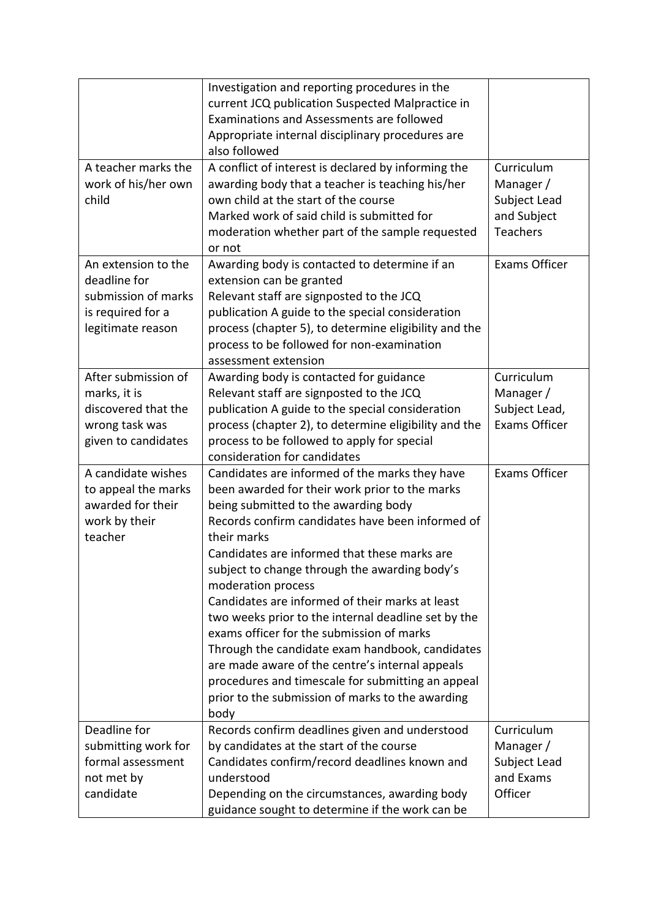| | | |
|---|---|---|
| | Investigation and reporting procedures in the current JCQ publication Suspected Malpractice in Examinations and Assessments are followed<br>Appropriate internal disciplinary procedures are also followed | |
| A teacher marks the work of his/her own child | A conflict of interest is declared by informing the awarding body that a teacher is teaching his/her own child at the start of the course<br>Marked work of said child is submitted for moderation whether part of the sample requested or not | Curriculum Manager / Subject Lead and Subject Teachers |
| An extension to the deadline for submission of marks is required for a legitimate reason | Awarding body is contacted to determine if an extension can be granted<br>Relevant staff are signposted to the JCQ publication A guide to the special consideration process (chapter 5), to determine eligibility and the process to be followed for non-examination assessment extension | Exams Officer |
| After submission of marks, it is discovered that the wrong task was given to candidates | Awarding body is contacted for guidance<br>Relevant staff are signposted to the JCQ publication A guide to the special consideration process (chapter 2), to determine eligibility and the process to be followed to apply for special consideration for candidates | Curriculum Manager / Subject Lead, Exams Officer |
| A candidate wishes to appeal the marks awarded for their work by their teacher | Candidates are informed of the marks they have been awarded for their work prior to the marks being submitted to the awarding body<br>Records confirm candidates have been informed of their marks<br>Candidates are informed that these marks are subject to change through the awarding body's moderation process<br>Candidates are informed of their marks at least two weeks prior to the internal deadline set by the exams officer for the submission of marks<br>Through the candidate exam handbook, candidates are made aware of the centre's internal appeals procedures and timescale for submitting an appeal prior to the submission of marks to the awarding body | Exams Officer |
| Deadline for submitting work for formal assessment not met by candidate | Records confirm deadlines given and understood by candidates at the start of the course<br>Candidates confirm/record deadlines known and understood<br>Depending on the circumstances, awarding body guidance sought to determine if the work can be | Curriculum Manager / Subject Lead and Exams Officer |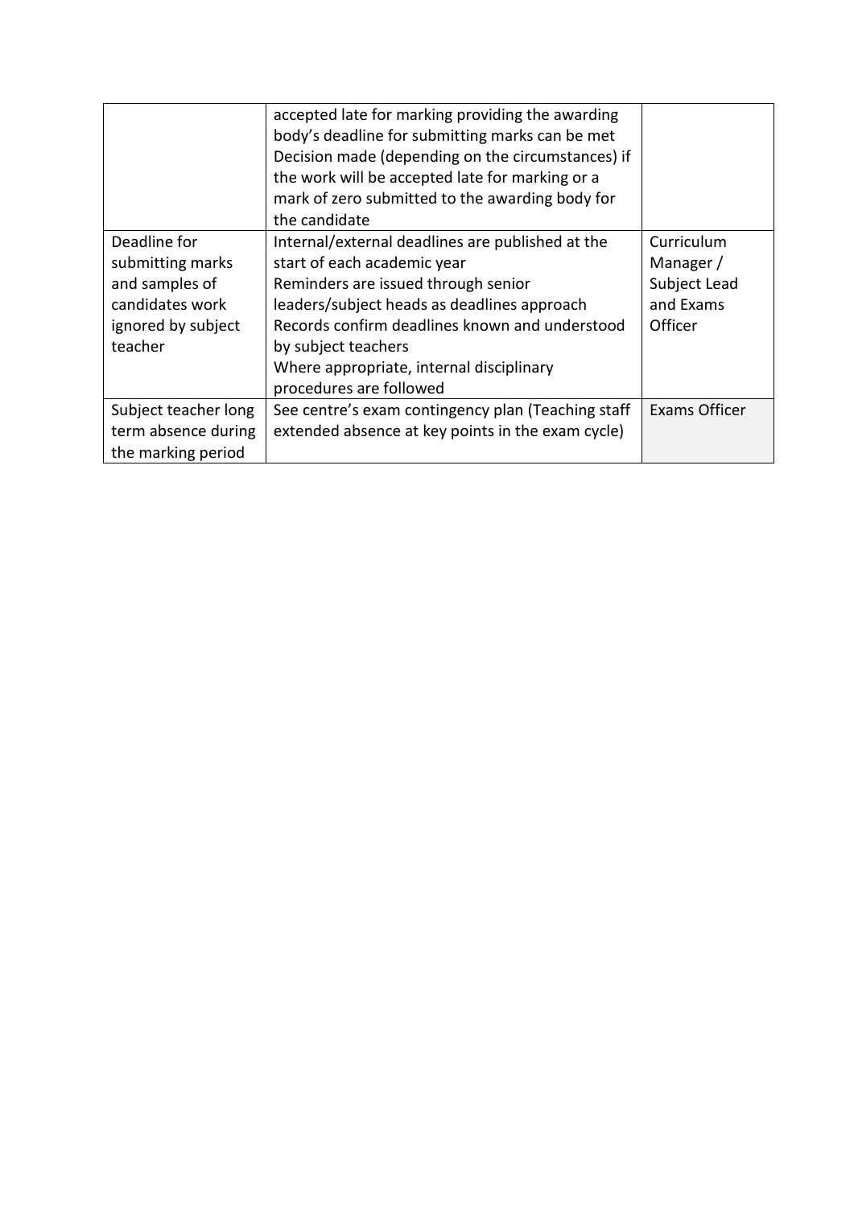| | | |
|---|---|---|
| | accepted late for marking providing the awarding body's deadline for submitting marks can be met<br>Decision made (depending on the circumstances) if the work will be accepted late for marking or a mark of zero submitted to the awarding body for the candidate | |
| Deadline for submitting marks and samples of candidates work ignored by subject teacher | Internal/external deadlines are published at the start of each academic year<br>Reminders are issued through senior leaders/subject heads as deadlines approach<br>Records confirm deadlines known and understood by subject teachers<br>Where appropriate, internal disciplinary procedures are followed | Curriculum Manager / Subject Lead and Exams Officer |
| Subject teacher long term absence during the marking period | See centre's exam contingency plan (Teaching staff extended absence at key points in the exam cycle) | Exams Officer |